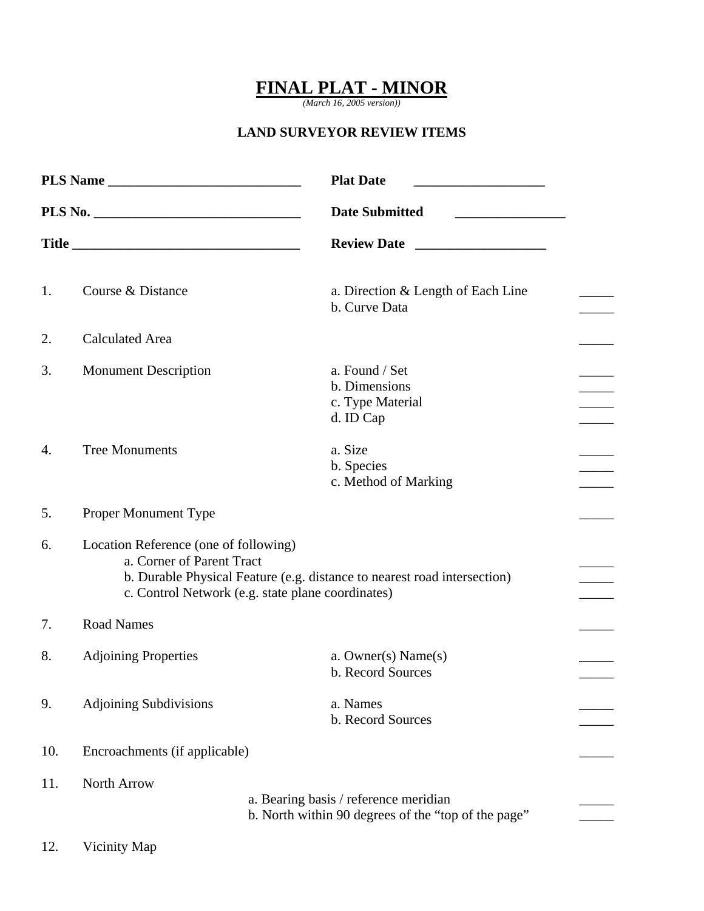# FINAL PLAT - MINOR

*(March 16, 2005 version))*

**LAND SURVEYOR REVIEW ITEMS**

**PLS Name** ____________________________ **Plat Date** ___________________

**PLS No.** ______________________________ **Date Submitted** ________________

**Title** _________________________________ **Review Date** ___________________

| | | | |
|---|---|---|---|
| 1. | Course & Distance | a. Direction & Length of Each Line | _____ |
| | | b. Curve Data | _____ |
| 2. | Calculated Area | | _____ |
| 3. | Monument Description | a. Found / Set | _____ |
| | | b. Dimensions | _____ |
| | | c. Type Material | _____ |
| | | d. ID Cap | _____ |
| 4. | Tree Monuments | a. Size | _____ |
| | | b. Species | _____ |
| | | c. Method of Marking | _____ |
| 5. | Proper Monument Type | | _____ |
| 6. | Location Reference (one of following) | | |
| | a. Corner of Parent Tract | | _____ |
| | b. Durable Physical Feature (e.g. distance to nearest road intersection) | | _____ |
| | c. Control Network (e.g. state plane coordinates) | | _____ |
| 7. | Road Names | | _____ |
| 8. | Adjoining Properties | a. Owner(s) Name(s) | _____ |
| | | b. Record Sources | _____ |
| 9. | Adjoining Subdivisions | a. Names | _____ |
| | | b. Record Sources | _____ |
| 10. | Encroachments (if applicable) | | _____ |
| 11. | North Arrow | | |
| | | a. Bearing basis / reference meridian | _____ |
| | | b. North within 90 degrees of the "top of the page" | _____ |
| 12. | Vicinity Map | | |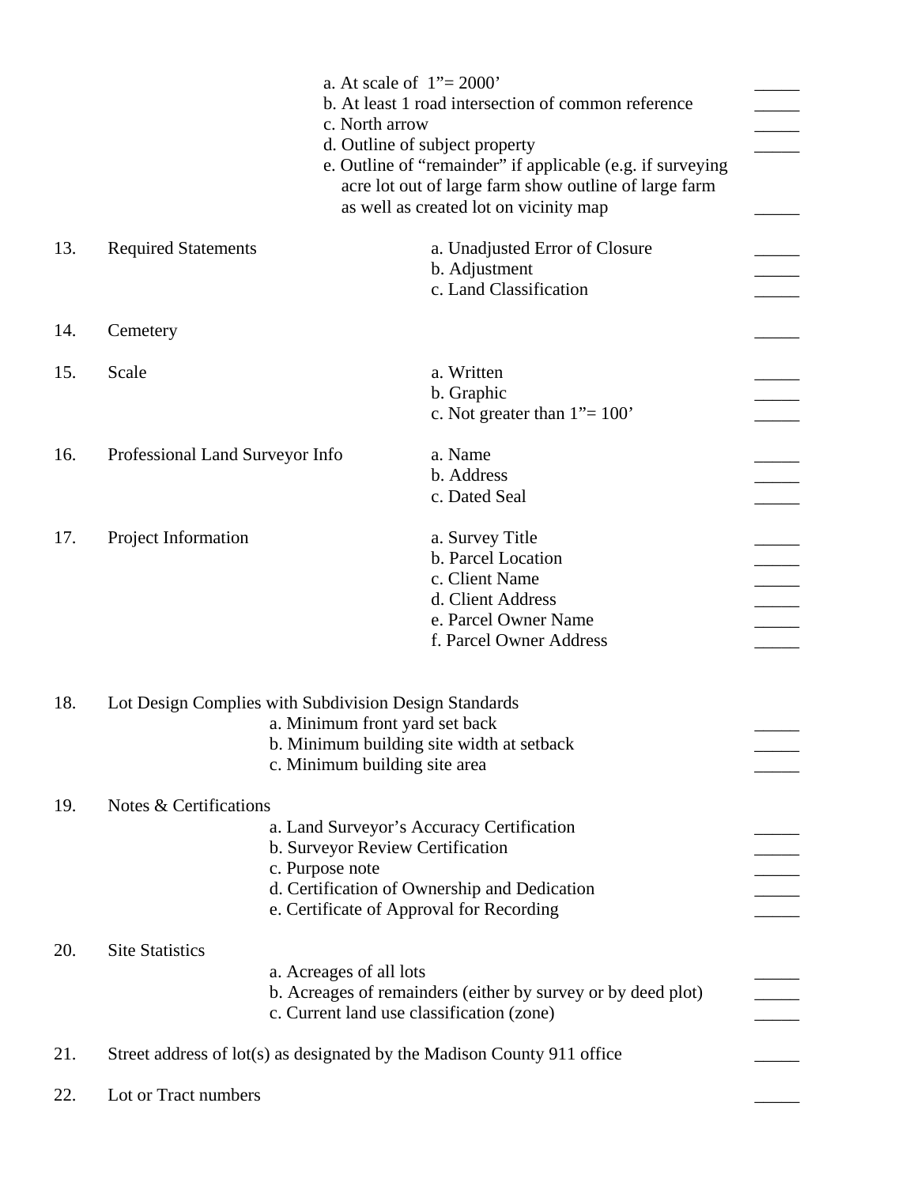a. At scale of 1"= 2000' _____
b. At least 1 road intersection of common reference _____
c. North arrow _____
d. Outline of subject property _____
e. Outline of "remainder" if applicable (e.g. if surveying acre lot out of large farm show outline of large farm as well as created lot on vicinity map _____

13. Required Statements
  a. Unadjusted Error of Closure _____
  b. Adjustment _____
  c. Land Classification _____

14. Cemetery _____

15. Scale
  a. Written _____
  b. Graphic _____
  c. Not greater than 1"= 100' _____

16. Professional Land Surveyor Info
  a. Name _____
  b. Address _____
  c. Dated Seal _____

17. Project Information
  a. Survey Title _____
  b. Parcel Location _____
  c. Client Name _____
  d. Client Address _____
  e. Parcel Owner Name _____
  f. Parcel Owner Address _____

18. Lot Design Complies with Subdivision Design Standards
  a. Minimum front yard set back _____
  b. Minimum building site width at setback _____
  c. Minimum building site area _____

19. Notes & Certifications
  a. Land Surveyor's Accuracy Certification _____
  b. Surveyor Review Certification _____
  c. Purpose note _____
  d. Certification of Ownership and Dedication _____
  e. Certificate of Approval for Recording _____

20. Site Statistics
  a. Acreages of all lots _____
  b. Acreages of remainders (either by survey or by deed plot) _____
  c. Current land use classification (zone) _____

21. Street address of lot(s) as designated by the Madison County 911 office _____

22. Lot or Tract numbers _____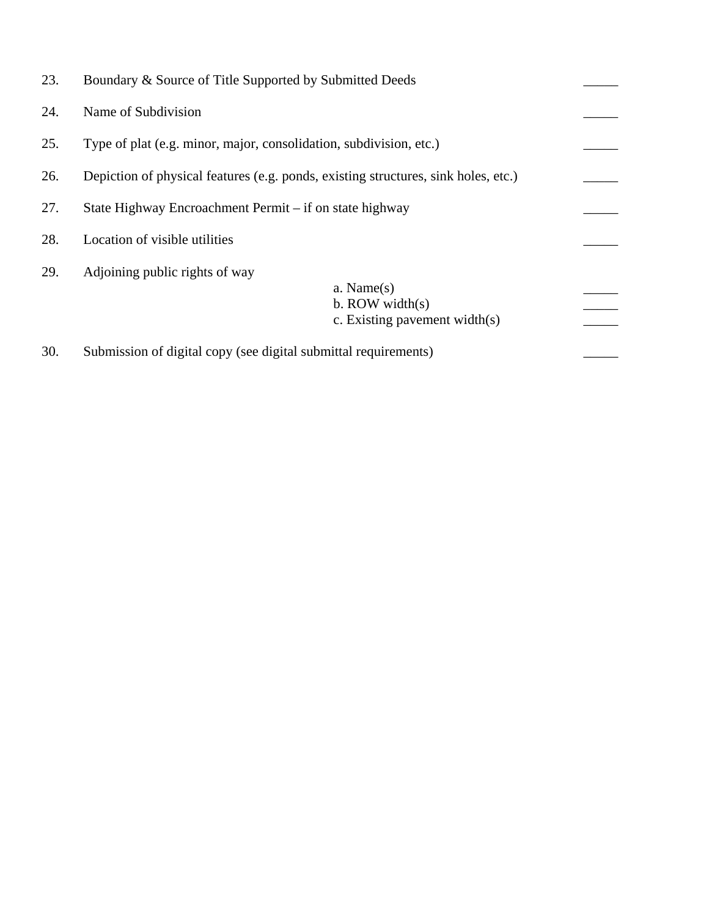23. Boundary & Source of Title Supported by Submitted Deeds _____

24. Name of Subdivision _____

25. Type of plat (e.g. minor, major, consolidation, subdivision, etc.) _____

26. Depiction of physical features (e.g. ponds, existing structures, sink holes, etc.) _____

27. State Highway Encroachment Permit – if on state highway _____

28. Location of visible utilities _____

29. Adjoining public rights of way
    - a. Name(s) _____
    - b. ROW width(s) _____
    - c. Existing pavement width(s) _____

30. Submission of digital copy (see digital submittal requirements) _____